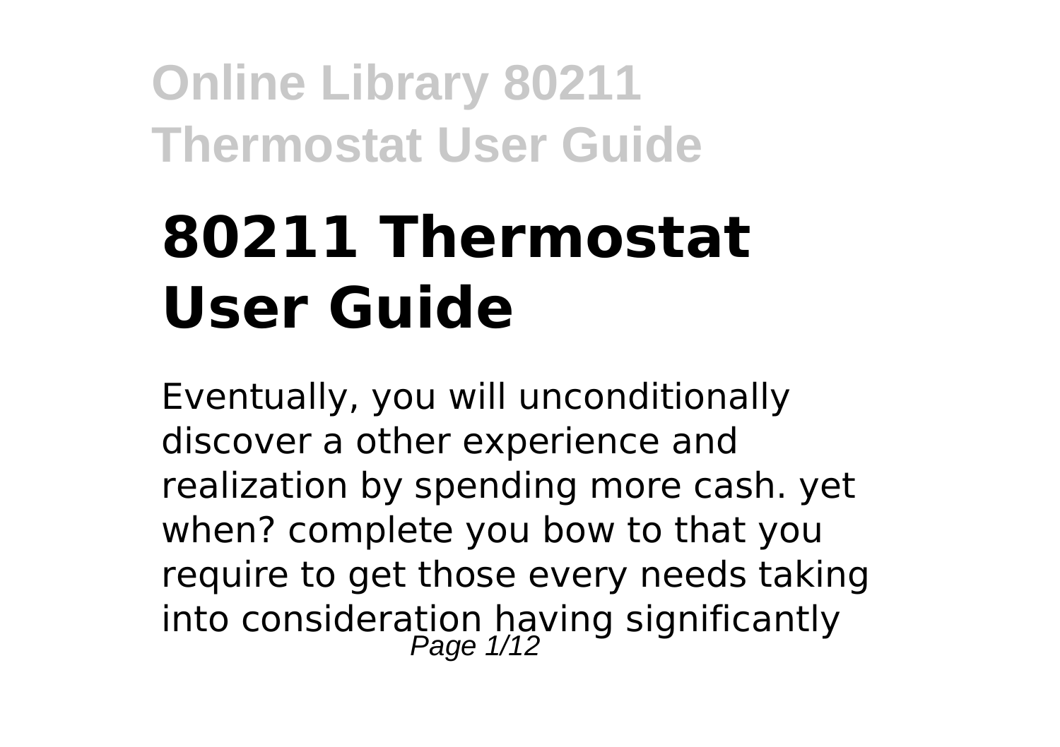# 80211 Thermostat User Guide

Eventually, you will unconditionally discover a other experience and realization by spending more cash. yet when? complete you bow to that you require to get those every needs taking into consideration having significantly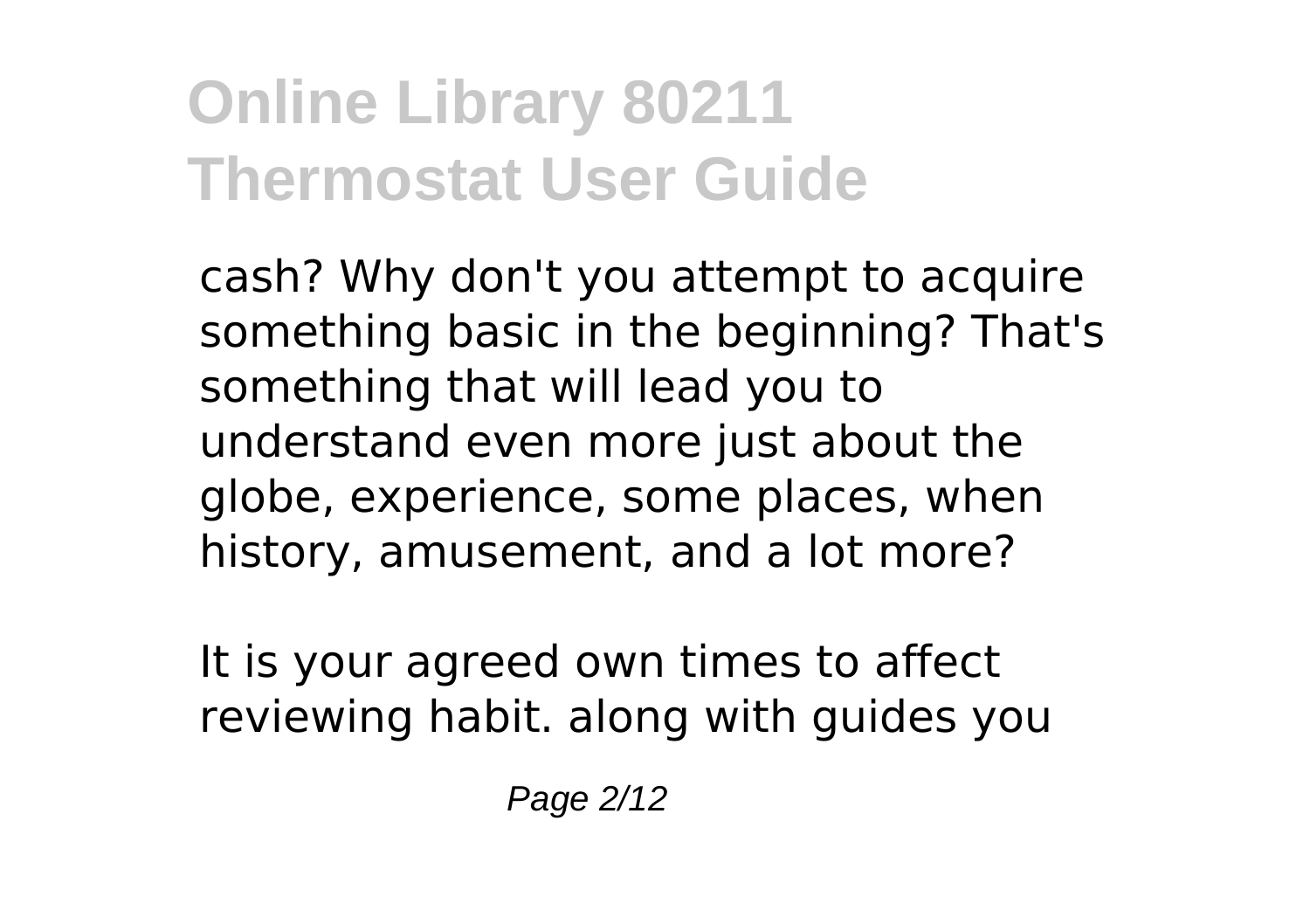cash? Why don't you attempt to acquire something basic in the beginning? That's something that will lead you to understand even more just about the globe, experience, some places, when history, amusement, and a lot more?

It is your agreed own times to affect reviewing habit. along with guides you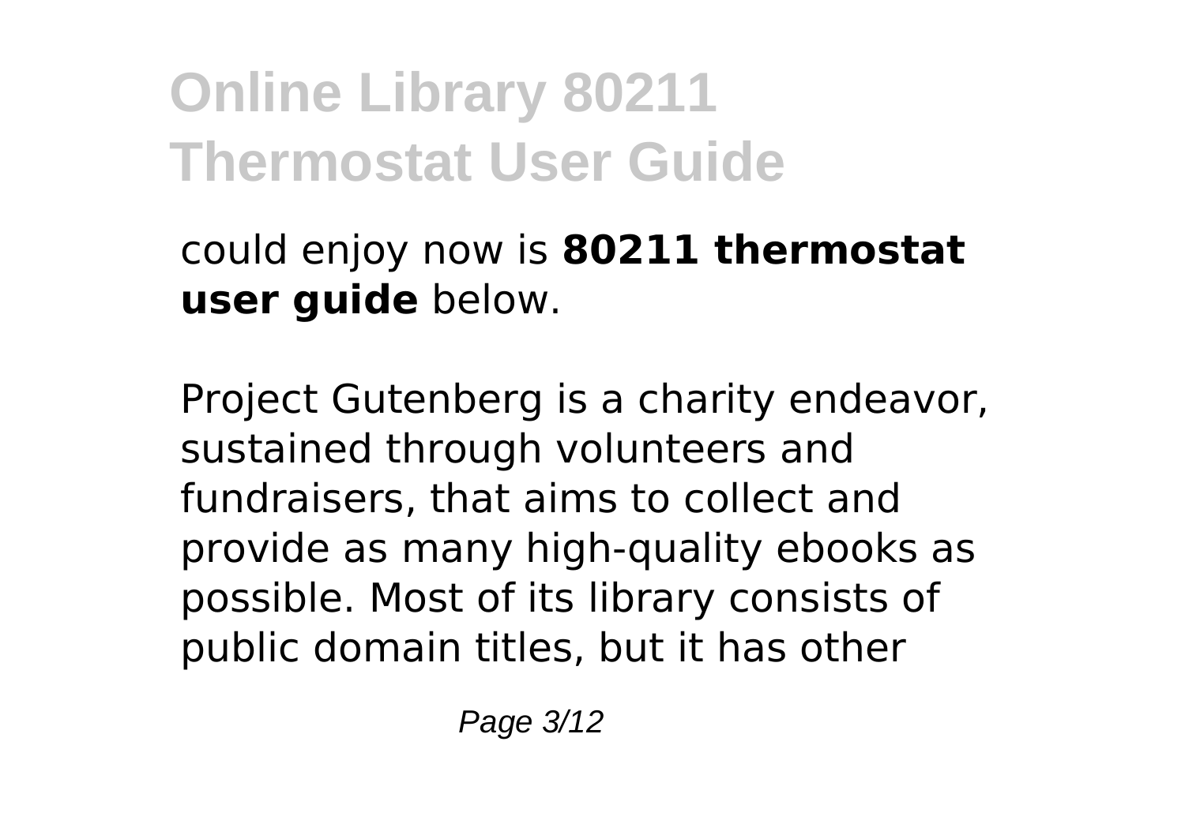could enjoy now is **80211 thermostat user guide** below.

Project Gutenberg is a charity endeavor, sustained through volunteers and fundraisers, that aims to collect and provide as many high-quality ebooks as possible. Most of its library consists of public domain titles, but it has other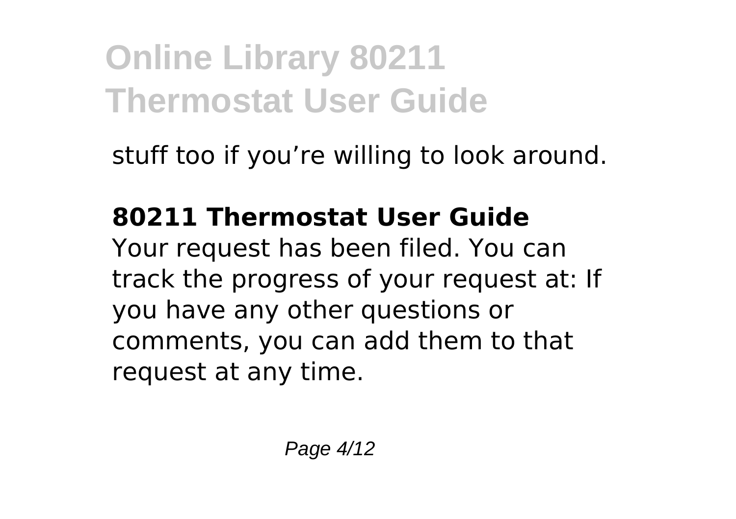stuff too if you’re willing to look around.

### 80211 Thermostat User Guide

Your request has been filed. You can track the progress of your request at: If you have any other questions or comments, you can add them to that request at any time.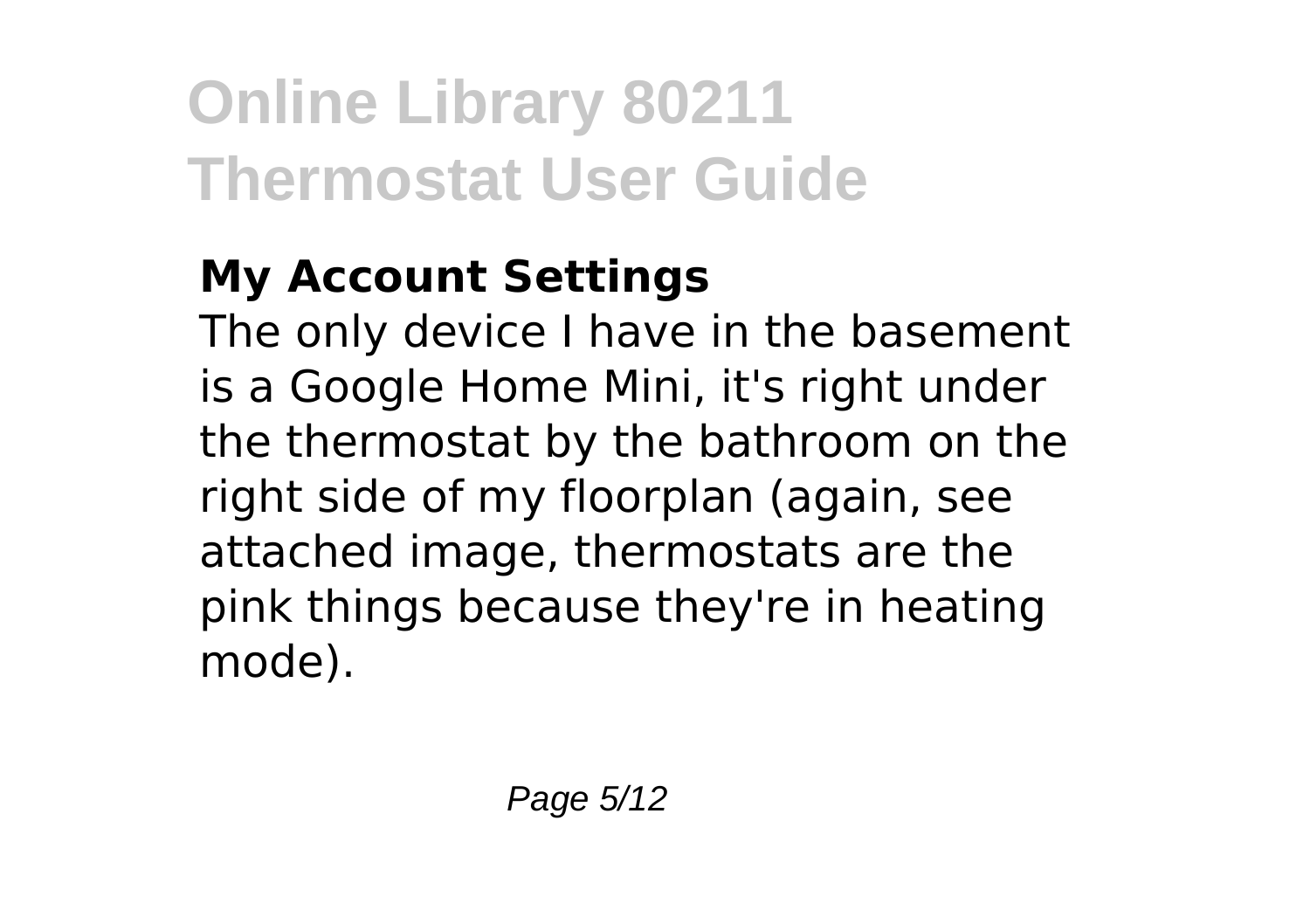## My Account Settings

The only device I have in the basement is a Google Home Mini, it's right under the thermostat by the bathroom on the right side of my floorplan (again, see attached image, thermostats are the pink things because they're in heating mode).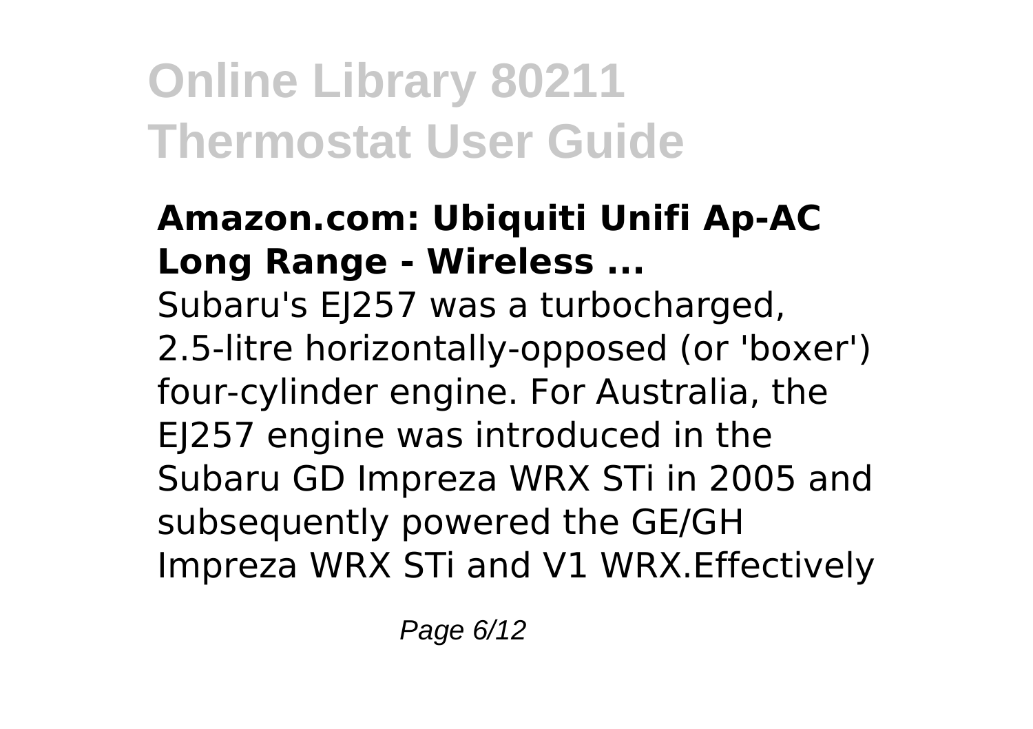### Amazon.com: Ubiquiti Unifi Ap-AC Long Range - Wireless ...

Subaru's EJ257 was a turbocharged, 2.5-litre horizontally-opposed (or 'boxer') four-cylinder engine. For Australia, the EJ257 engine was introduced in the Subaru GD Impreza WRX STi in 2005 and subsequently powered the GE/GH Impreza WRX STi and V1 WRX.Effectively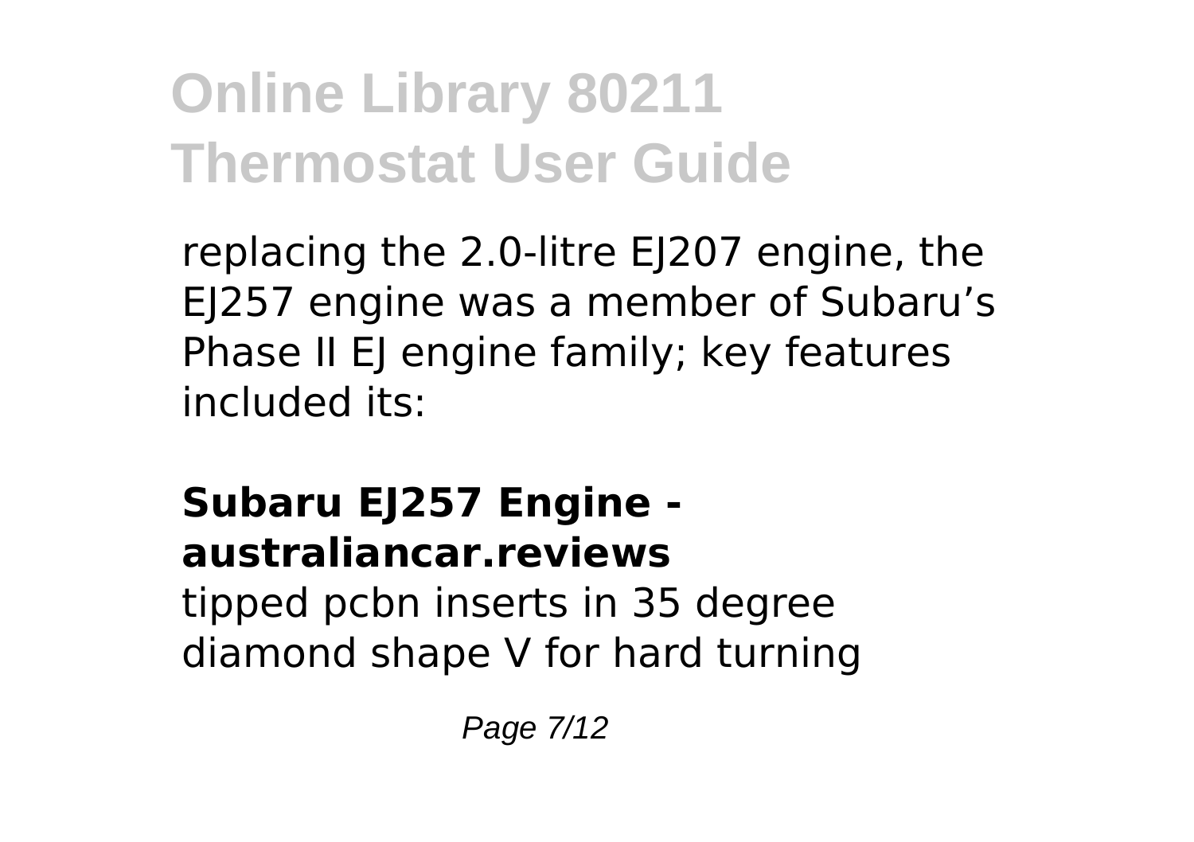replacing the 2.0-litre EJ207 engine, the EJ257 engine was a member of Subaru's Phase II EJ engine family; key features included its:

**Subaru EJ257 Engine - australiancar.reviews**

tipped pcbn inserts in 35 degree diamond shape V for hard turning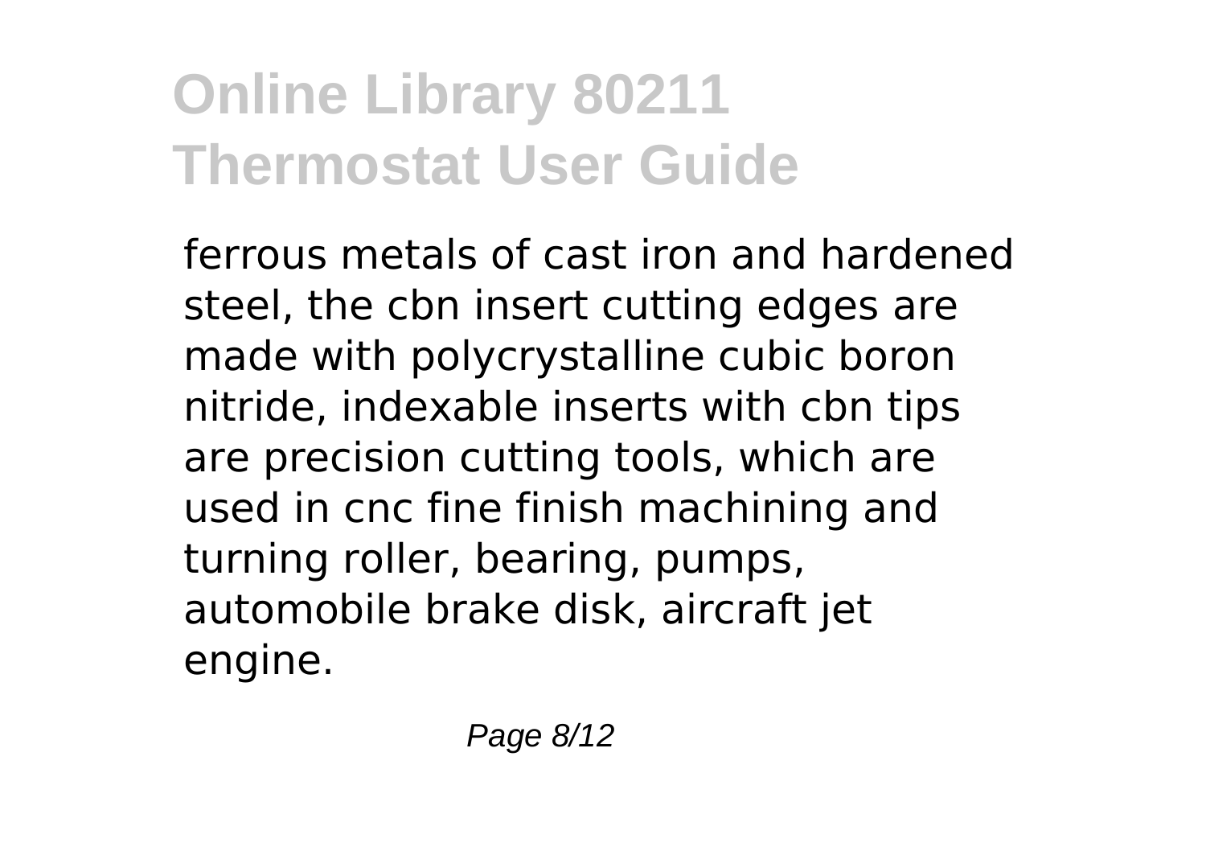ferrous metals of cast iron and hardened steel, the cbn insert cutting edges are made with polycrystalline cubic boron nitride, indexable inserts with cbn tips are precision cutting tools, which are used in cnc fine finish machining and turning roller, bearing, pumps, automobile brake disk, aircraft jet engine.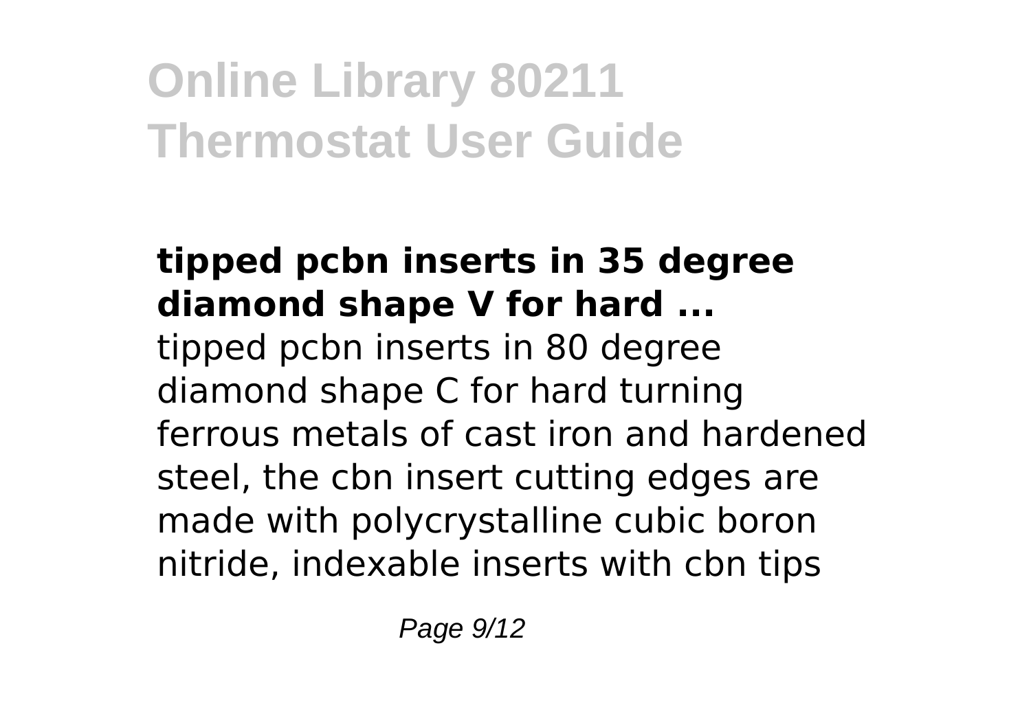**tipped pcbn inserts in 35 degree diamond shape V for hard ...**

tipped pcbn inserts in 80 degree diamond shape C for hard turning ferrous metals of cast iron and hardened steel, the cbn insert cutting edges are made with polycrystalline cubic boron nitride, indexable inserts with cbn tips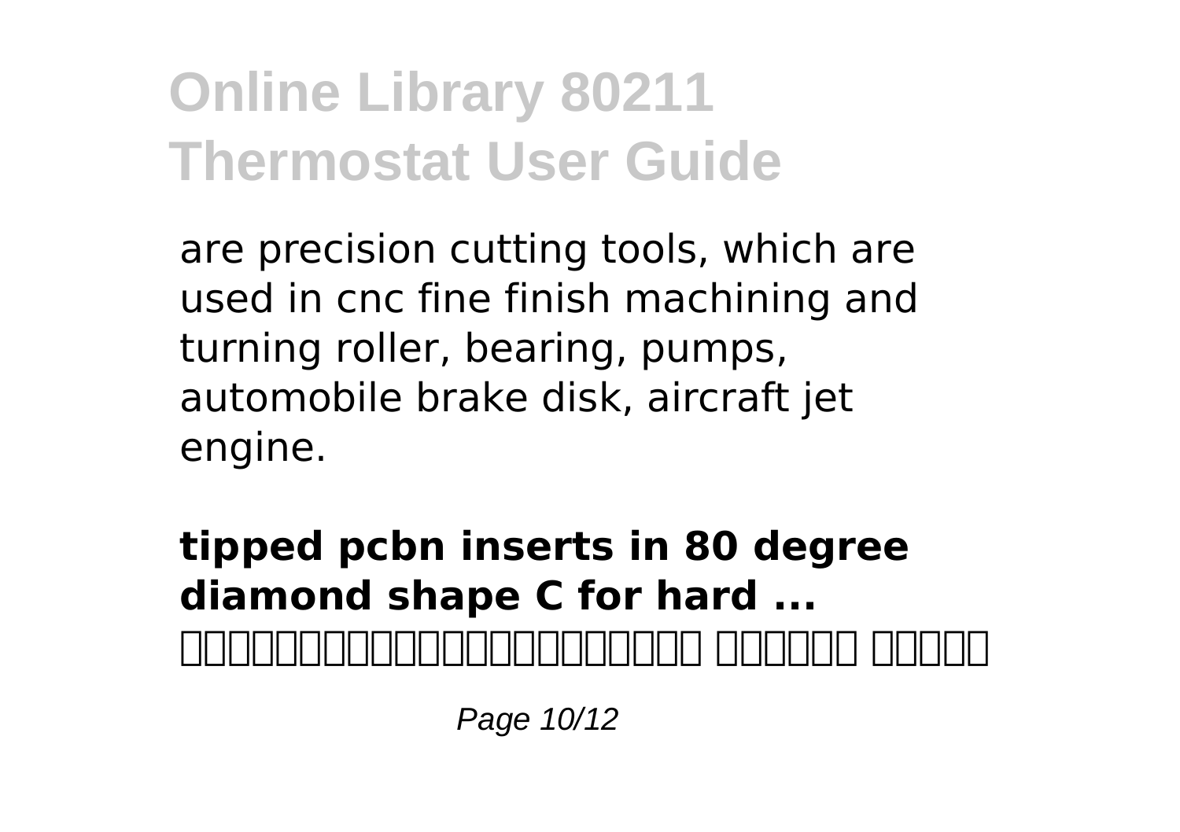are precision cutting tools, which are used in cnc fine finish machining and turning roller, bearing, pumps, automobile brake disk, aircraft jet engine.

**tipped pcbn inserts in 80 degree diamond shape C for hard ...**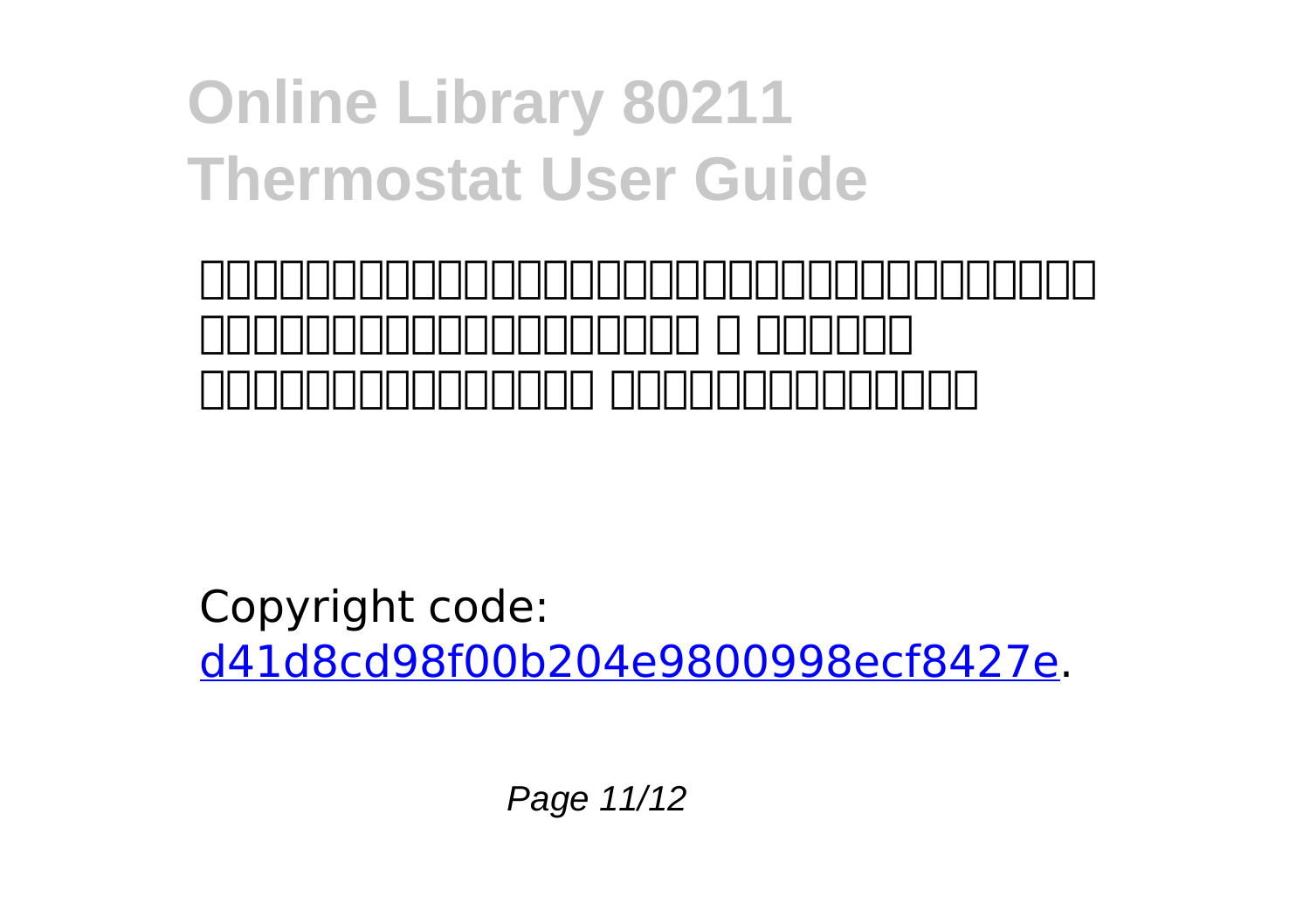Copyright code: d41d8cd98f00b204e9800998ecf8427e.